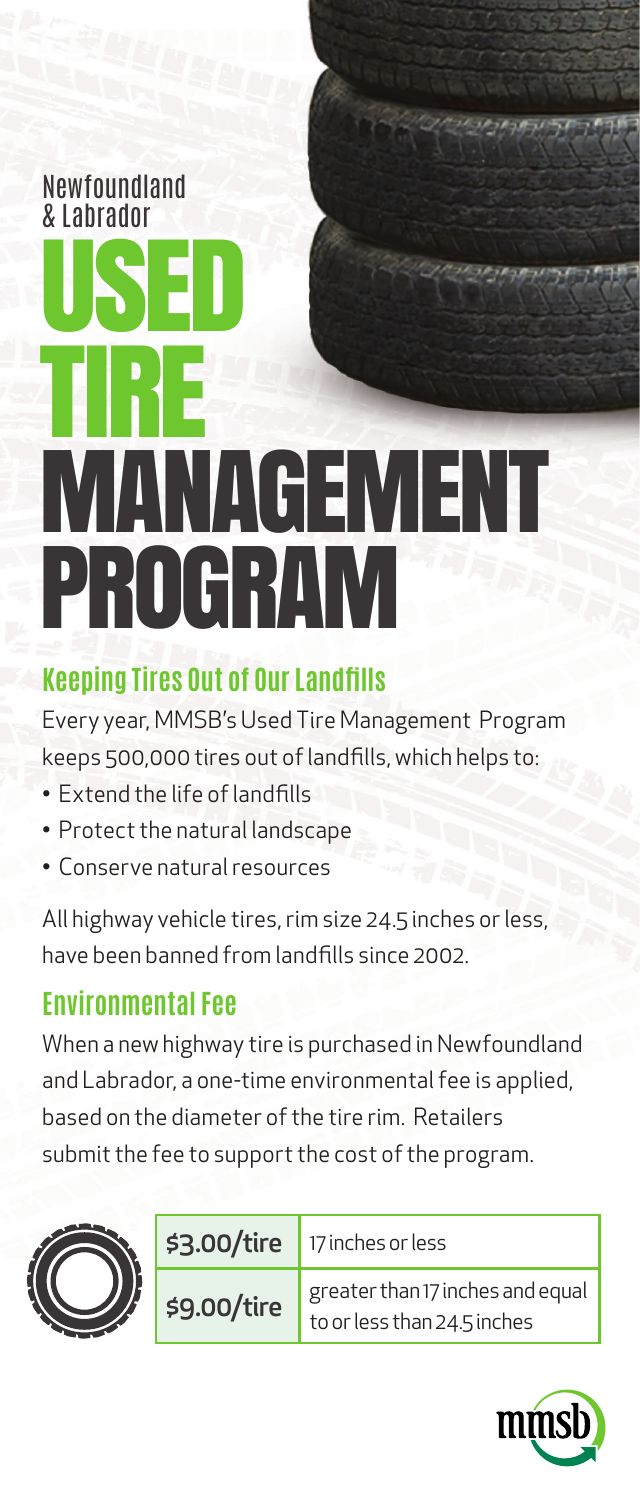Newfoundland & Labrador

# USED TIRE MANAGEMENT PROGRAM

## Keeping Tires Out of Our Landfills

Every year, MMSB's Used Tire Management Program keeps 500,000 tires out of landfills, which helps to:

- Extend the life of landfills
- Protect the natural landscape
- Conserve natural resources

All highway vehicle tires, rim size 24.5 inches or less, have been banned from landfills since 2002.

## Environmental Fee

When a new highway tire is purchased in Newfoundland and Labrador, a one-time environmental fee is applied, based on the diameter of the tire rim. Retailers submit the fee to support the cost of the program.

| Fee | Rim size |
| --- | --- |
| **$3.00/tire** | 17 inches or less |
| **$9.00/tire** | greater than 17 inches and equal to or less than 24.5 inches |

mmsb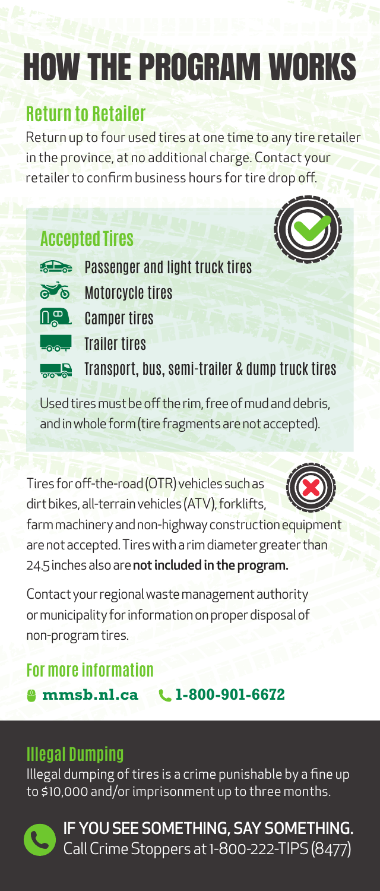# HOW THE PROGRAM WORKS

## Return to Retailer

Return up to four used tires at one time to any tire retailer in the province, at no additional charge. Contact your retailer to confirm business hours for tire drop off.

### Accepted Tires

- Passenger and light truck tires
- Motorcycle tires
- Camper tires
- Trailer tires
- Transport, bus, semi-trailer & dump truck tires

Used tires must be off the rim, free of mud and debris, and in whole form (tire fragments are not accepted).

Tires for off-the-road (OTR) vehicles such as dirt bikes, all-terrain vehicles (ATV), forklifts, farm machinery and non-highway construction equipment are not accepted. Tires with a rim diameter greater than 24.5 inches also are **not included in the program.**

Contact your regional waste management authority or municipality for information on proper disposal of non-program tires.

## For more information

**mmsb.nl.ca** **1-800-901-6672**

## Illegal Dumping

Illegal dumping of tires is a crime punishable by a fine up to $10,000 and/or imprisonment up to three months.

**IF YOU SEE SOMETHING, SAY SOMETHING.**
Call Crime Stoppers at 1-800-222-TIPS (8477)